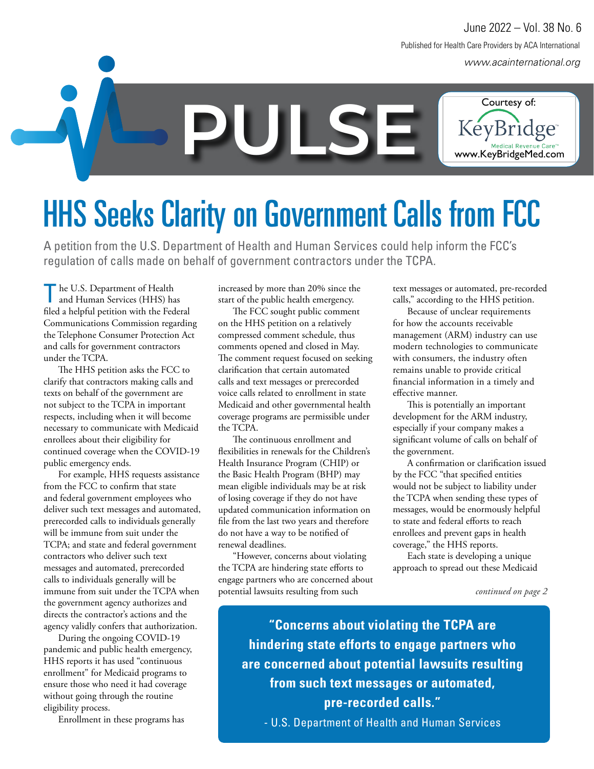June 2022 – Vol. 38 No. 6

Published for Health Care Providers by ACA International

www.acainternational.org

# PULSE

Courtesy of: KeyBridge Medical Revenue Care™ www.KeyBridgeMed.com

# HHS Seeks Clarity on Government Calls from FCC

A petition from the U.S. Department of Health and Human Services could help inform the FCC's regulation of calls made on behalf of government contractors under the TCPA.

The U.S. Department of Health and Human Services (HHS) has filed a helpful petition with the Federal Communications Commission regarding the Telephone Consumer Protection Act and calls for government contractors under the TCPA.

The HHS petition asks the FCC to clarify that contractors making calls and texts on behalf of the government are not subject to the TCPA in important respects, including when it will become necessary to communicate with Medicaid enrollees about their eligibility for continued coverage when the COVID-19 public emergency ends.

For example, HHS requests assistance from the FCC to confirm that state and federal government employees who deliver such text messages and automated, prerecorded calls to individuals generally will be immune from suit under the TCPA; and state and federal government contractors who deliver such text messages and automated, prerecorded calls to individuals generally will be immune from suit under the TCPA when the government agency authorizes and directs the contractor's actions and the agency validly confers that authorization.

During the ongoing COVID-19 pandemic and public health emergency, HHS reports it has used "continuous enrollment" for Medicaid programs to ensure those who need it had coverage without going through the routine eligibility process.

Enrollment in these programs has increased by more than 20% since the start of the public health emergency.

The FCC sought public comment on the HHS petition on a relatively compressed comment schedule, thus comments opened and closed in May. The comment request focused on seeking clarification that certain automated calls and text messages or prerecorded voice calls related to enrollment in state Medicaid and other governmental health coverage programs are permissible under the TCPA.

The continuous enrollment and flexibilities in renewals for the Children's Health Insurance Program (CHIP) or the Basic Health Program (BHP) may mean eligible individuals may be at risk of losing coverage if they do not have updated communication information on file from the last two years and therefore do not have a way to be notified of renewal deadlines.

"However, concerns about violating the TCPA are hindering state efforts to engage partners who are concerned about potential lawsuits resulting from such text messages or automated, pre-recorded calls," according to the HHS petition.

Because of unclear requirements for how the accounts receivable management (ARM) industry can use modern technologies to communicate with consumers, the industry often remains unable to provide critical financial information in a timely and effective manner.

This is potentially an important development for the ARM industry, especially if your company makes a significant volume of calls on behalf of the government.

A confirmation or clarification issued by the FCC "that specified entities would not be subject to liability under the TCPA when sending these types of messages, would be enormously helpful to state and federal efforts to reach enrollees and prevent gaps in health coverage," the HHS reports.

Each state is developing a unique approach to spread out these Medicaid

*continued on page 2*

> **"Concerns about violating the TCPA are hindering state efforts to engage partners who are concerned about potential lawsuits resulting from such text messages or automated, pre-recorded calls."**
>
> - U.S. Department of Health and Human Services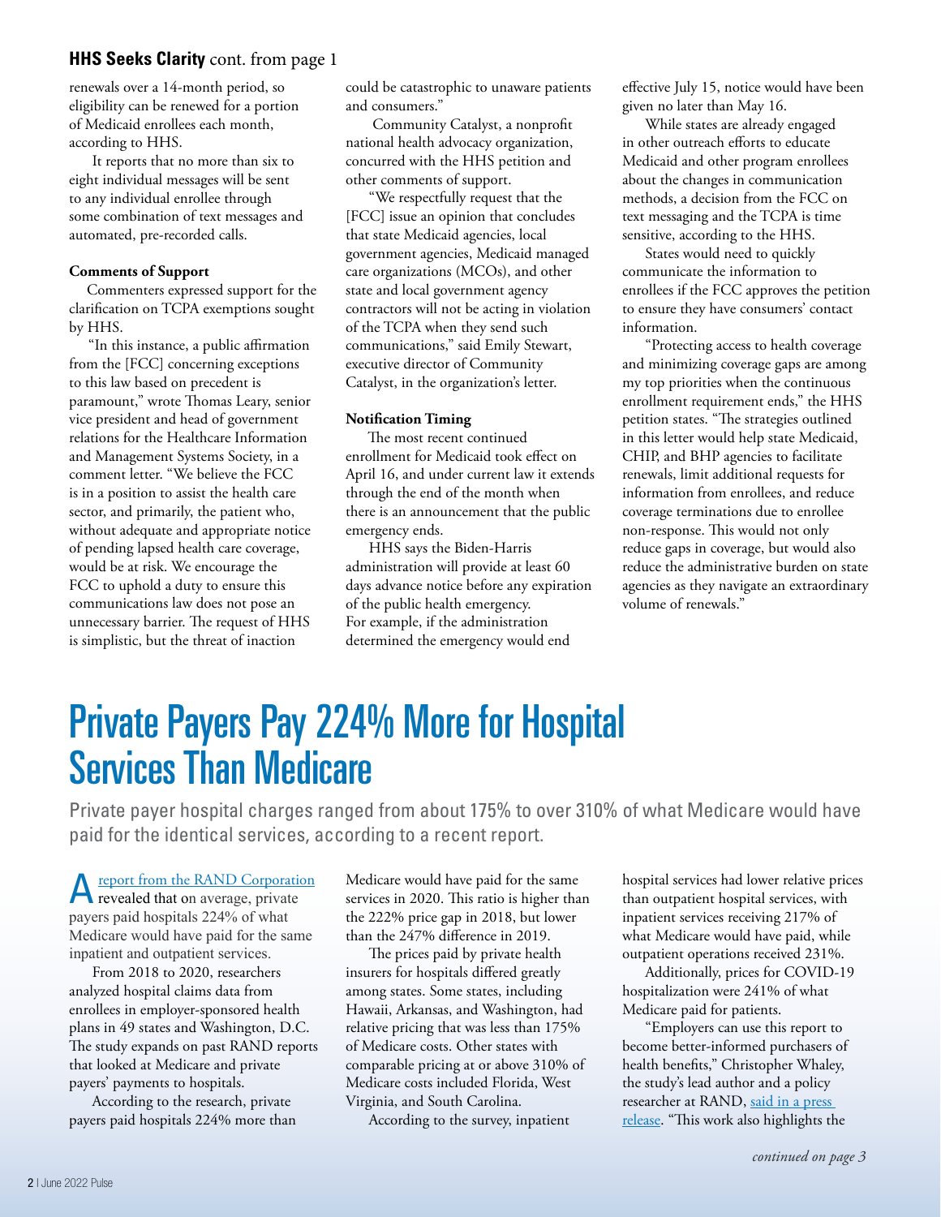**HHS Seeks Clarity** cont. from page 1

renewals over a 14-month period, so eligibility can be renewed for a portion of Medicaid enrollees each month, according to HHS.

It reports that no more than six to eight individual messages will be sent to any individual enrollee through some combination of text messages and automated, pre-recorded calls.

**Comments of Support**

Commenters expressed support for the clarification on TCPA exemptions sought by HHS.

"In this instance, a public affirmation from the [FCC] concerning exceptions to this law based on precedent is paramount," wrote Thomas Leary, senior vice president and head of government relations for the Healthcare Information and Management Systems Society, in a comment letter. "We believe the FCC is in a position to assist the health care sector, and primarily, the patient who, without adequate and appropriate notice of pending lapsed health care coverage, would be at risk. We encourage the FCC to uphold a duty to ensure this communications law does not pose an unnecessary barrier. The request of HHS is simplistic, but the threat of inaction could be catastrophic to unaware patients and consumers."

Community Catalyst, a nonprofit national health advocacy organization, concurred with the HHS petition and other comments of support.

"We respectfully request that the [FCC] issue an opinion that concludes that state Medicaid agencies, local government agencies, Medicaid managed care organizations (MCOs), and other state and local government agency contractors will not be acting in violation of the TCPA when they send such communications," said Emily Stewart, executive director of Community Catalyst, in the organization's letter.

**Notification Timing**

The most recent continued enrollment for Medicaid took effect on April 16, and under current law it extends through the end of the month when there is an announcement that the public emergency ends.

HHS says the Biden-Harris administration will provide at least 60 days advance notice before any expiration of the public health emergency. For example, if the administration determined the emergency would end effective July 15, notice would have been given no later than May 16.

While states are already engaged in other outreach efforts to educate Medicaid and other program enrollees about the changes in communication methods, a decision from the FCC on text messaging and the TCPA is time sensitive, according to the HHS.

States would need to quickly communicate the information to enrollees if the FCC approves the petition to ensure they have consumers' contact information.

"Protecting access to health coverage and minimizing coverage gaps are among my top priorities when the continuous enrollment requirement ends," the HHS petition states. "The strategies outlined in this letter would help state Medicaid, CHIP, and BHP agencies to facilitate renewals, limit additional requests for information from enrollees, and reduce coverage terminations due to enrollee non-response. This would not only reduce gaps in coverage, but would also reduce the administrative burden on state agencies as they navigate an extraordinary volume of renewals."

# Private Payers Pay 224% More for Hospital Services Than Medicare

Private payer hospital charges ranged from about 175% to over 310% of what Medicare would have paid for the identical services, according to a recent report.

A report from the RAND Corporation revealed that on average, private payers paid hospitals 224% of what Medicare would have paid for the same inpatient and outpatient services.

From 2018 to 2020, researchers analyzed hospital claims data from enrollees in employer-sponsored health plans in 49 states and Washington, D.C. The study expands on past RAND reports that looked at Medicare and private payers' payments to hospitals.

According to the research, private payers paid hospitals 224% more than Medicare would have paid for the same services in 2020. This ratio is higher than the 222% price gap in 2018, but lower than the 247% difference in 2019.

The prices paid by private health insurers for hospitals differed greatly among states. Some states, including Hawaii, Arkansas, and Washington, had relative pricing that was less than 175% of Medicare costs. Other states with comparable pricing at or above 310% of Medicare costs included Florida, West Virginia, and South Carolina.

According to the survey, inpatient hospital services had lower relative prices than outpatient hospital services, with inpatient services receiving 217% of what Medicare would have paid, while outpatient operations received 231%.

Additionally, prices for COVID-19 hospitalization were 241% of what Medicare paid for patients.

"Employers can use this report to become better-informed purchasers of health benefits," Christopher Whaley, the study's lead author and a policy researcher at RAND, said in a press release. "This work also highlights the

*continued on page 3*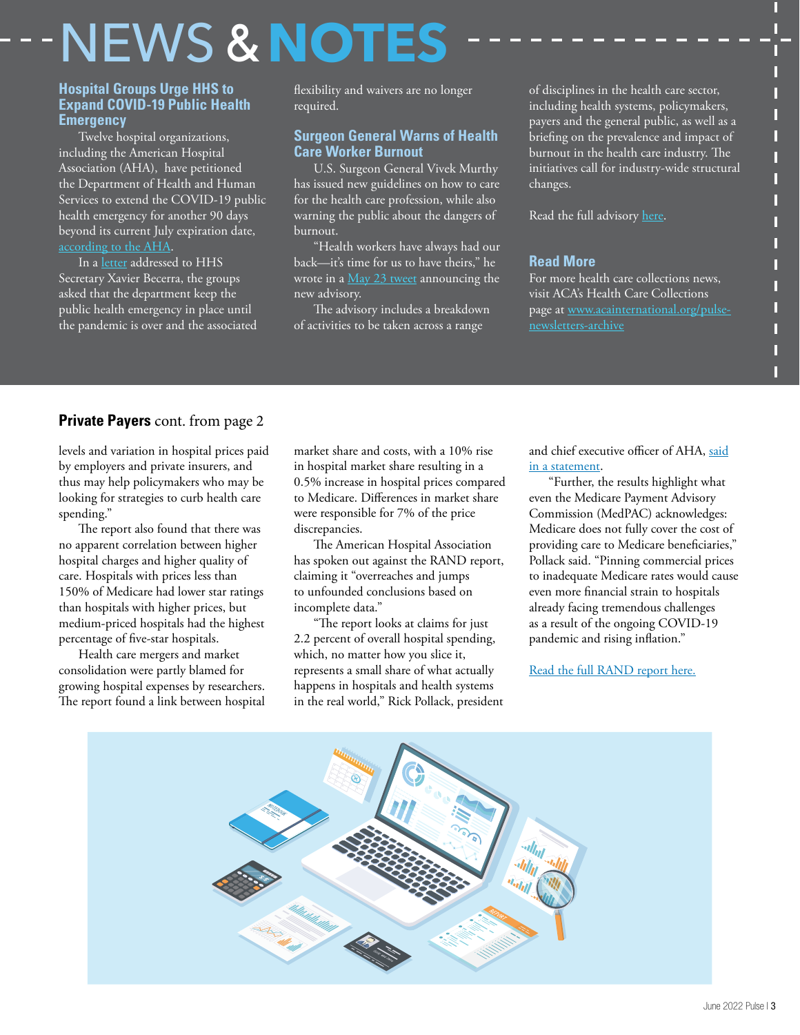# NEWS & NOTES

## Hospital Groups Urge HHS to Expand COVID-19 Public Health Emergency

Twelve hospital organizations, including the American Hospital Association (AHA), have petitioned the Department of Health and Human Services to extend the COVID-19 public health emergency for another 90 days beyond its current July expiration date, according to the AHA.

In a letter addressed to HHS Secretary Xavier Becerra, the groups asked that the department keep the public health emergency in place until the pandemic is over and the associated flexibility and waivers are no longer required.

## Surgeon General Warns of Health Care Worker Burnout

U.S. Surgeon General Vivek Murthy has issued new guidelines on how to care for the health care profession, while also warning the public about the dangers of burnout.

"Health workers have always had our back—it's time for us to have theirs," he wrote in a May 23 tweet announcing the new advisory.

The advisory includes a breakdown of activities to be taken across a range of disciplines in the health care sector, including health systems, policymakers, payers and the general public, as well as a briefing on the prevalence and impact of burnout in the health care industry. The initiatives call for industry-wide structural changes.

Read the full advisory here.

## Read More

For more health care collections news, visit ACA's Health Care Collections page at www.acainternational.org/pulse-newsletters-archive

## **Private Payers** cont. from page 2

levels and variation in hospital prices paid by employers and private insurers, and thus may help policymakers who may be looking for strategies to curb health care spending."

The report also found that there was no apparent correlation between higher hospital charges and higher quality of care. Hospitals with prices less than 150% of Medicare had lower star ratings than hospitals with higher prices, but medium-priced hospitals had the highest percentage of five-star hospitals.

Health care mergers and market consolidation were partly blamed for growing hospital expenses by researchers. The report found a link between hospital market share and costs, with a 10% rise in hospital market share resulting in a 0.5% increase in hospital prices compared to Medicare. Differences in market share were responsible for 7% of the price discrepancies.

The American Hospital Association has spoken out against the RAND report, claiming it "overreaches and jumps to unfounded conclusions based on incomplete data."

"The report looks at claims for just 2.2 percent of overall hospital spending, which, no matter how you slice it, represents a small share of what actually happens in hospitals and health systems in the real world," Rick Pollack, president and chief executive officer of AHA, said in a statement.

"Further, the results highlight what even the Medicare Payment Advisory Commission (MedPAC) acknowledges: Medicare does not fully cover the cost of providing care to Medicare beneficiaries," Pollack said. "Pinning commercial prices to inadequate Medicare rates would cause even more financial strain to hospitals already facing tremendous challenges as a result of the ongoing COVID-19 pandemic and rising inflation."

Read the full RAND report here.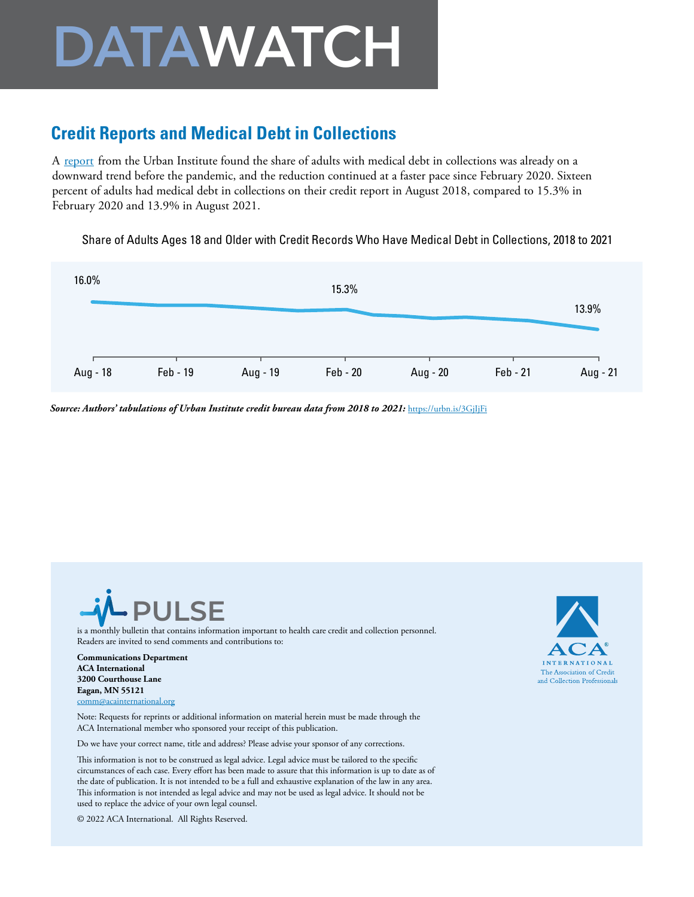# DATAWATCH

## Credit Reports and Medical Debt in Collections

A report from the Urban Institute found the share of adults with medical debt in collections was already on a downward trend before the pandemic, and the reduction continued at a faster pace since February 2020. Sixteen percent of adults had medical debt in collections on their credit report in August 2018, compared to 15.3% in February 2020 and 13.9% in August 2021.

Share of Adults Ages 18 and Older with Credit Records Who Have Medical Debt in Collections, 2018 to 2021

16.0%
15.3%
13.9%

Aug - 18
Feb - 19
Aug - 19
Feb - 20
Aug - 20
Feb - 21
Aug - 21

***Source: Authors' tabulations of Urban Institute credit bureau data from 2018 to 2021:*** https://urbn.is/3GjIjFi

**PULSE**

is a monthly bulletin that contains information important to health care credit and collection personnel. Readers are invited to send comments and contributions to:

**Communications Department**
**ACA International**
**3200 Courthouse Lane**
**Eagan, MN 55121**
comm@acainternational.org

Note: Requests for reprints or additional information on material herein must be made through the ACA International member who sponsored your receipt of this publication.

Do we have your correct name, title and address? Please advise your sponsor of any corrections.

This information is not to be construed as legal advice. Legal advice must be tailored to the specific circumstances of each case. Every effort has been made to assure that this information is up to date as of the date of publication. It is not intended to be a full and exhaustive explanation of the law in any area. This information is not intended as legal advice and may not be used as legal advice. It should not be used to replace the advice of your own legal counsel.

© 2022 ACA International. All Rights Reserved.

ACA® INTERNATIONAL
The Association of Credit and Collection Professionals